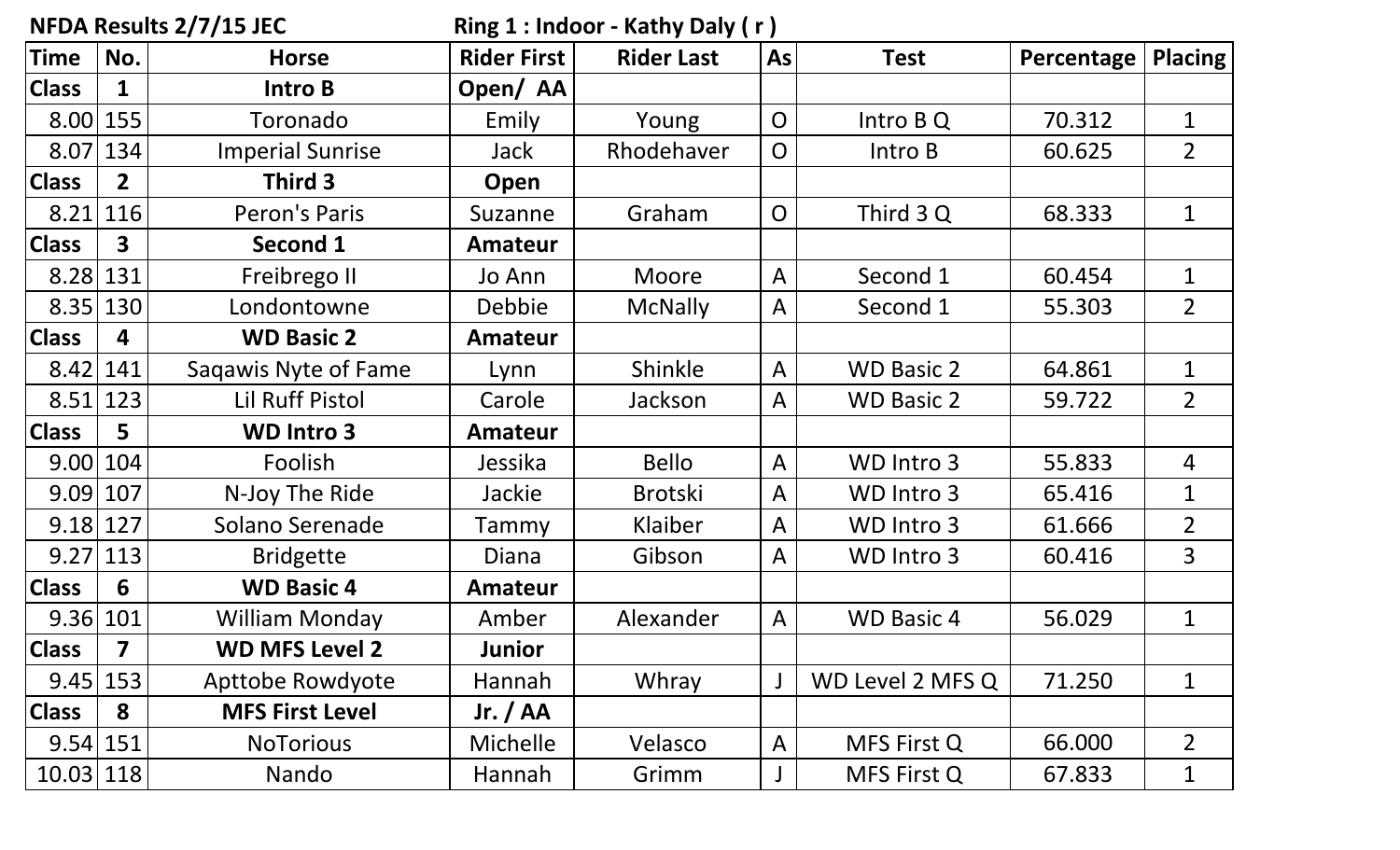NFDA Results 2/7/15 JEC Ring 1 : Indoor - Kathy Daly ( r )

| Time | No. | Horse | Rider First | Rider Last | As | Test | Percentage | Placing |
|---|---|---|---|---|---|---|---|---|
| **Class** | **1** | **Intro B** | **Open/ AA** | | | | | |
| 8.00 | 155 | Toronado | Emily | Young | O | Intro B Q | 70.312 | 1 |
| 8.07 | 134 | Imperial Sunrise | Jack | Rhodehaver | O | Intro B | 60.625 | 2 |
| **Class** | **2** | **Third 3** | **Open** | | | | | |
| 8.21 | 116 | Peron's Paris | Suzanne | Graham | O | Third 3 Q | 68.333 | 1 |
| **Class** | **3** | **Second 1** | **Amateur** | | | | | |
| 8.28 | 131 | Freibrego II | Jo Ann | Moore | A | Second 1 | 60.454 | 1 |
| 8.35 | 130 | Londontowne | Debbie | McNally | A | Second 1 | 55.303 | 2 |
| **Class** | **4** | **WD Basic 2** | **Amateur** | | | | | |
| 8.42 | 141 | Saqawis Nyte of Fame | Lynn | Shinkle | A | WD Basic 2 | 64.861 | 1 |
| 8.51 | 123 | Lil Ruff Pistol | Carole | Jackson | A | WD Basic 2 | 59.722 | 2 |
| **Class** | **5** | **WD Intro 3** | **Amateur** | | | | | |
| 9.00 | 104 | Foolish | Jessika | Bello | A | WD Intro 3 | 55.833 | 4 |
| 9.09 | 107 | N-Joy The Ride | Jackie | Brotski | A | WD Intro 3 | 65.416 | 1 |
| 9.18 | 127 | Solano Serenade | Tammy | Klaiber | A | WD Intro 3 | 61.666 | 2 |
| 9.27 | 113 | Bridgette | Diana | Gibson | A | WD Intro 3 | 60.416 | 3 |
| **Class** | **6** | **WD Basic 4** | **Amateur** | | | | | |
| 9.36 | 101 | William Monday | Amber | Alexander | A | WD Basic 4 | 56.029 | 1 |
| **Class** | **7** | **WD MFS Level 2** | **Junior** | | | | | |
| 9.45 | 153 | Apttobe Rowdyote | Hannah | Whray | J | WD Level 2 MFS Q | 71.250 | 1 |
| **Class** | **8** | **MFS First Level** | **Jr. / AA** | | | | | |
| 9.54 | 151 | NoTorious | Michelle | Velasco | A | MFS First Q | 66.000 | 2 |
| 10.03 | 118 | Nando | Hannah | Grimm | J | MFS First Q | 67.833 | 1 |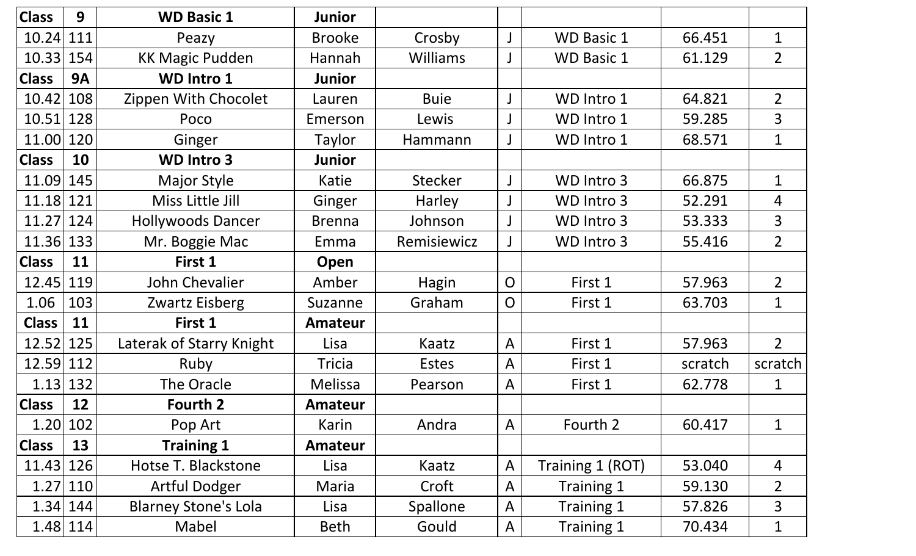| Class | 9 | WD Basic 1 | Junior | | | | | |
|---|---|---|---|---|---|---|---|---|
| 10.24 | 111 | Peazy | Brooke | Crosby | J | WD Basic 1 | 66.451 | 1 |
| 10.33 | 154 | KK Magic Pudden | Hannah | Williams | J | WD Basic 1 | 61.129 | 2 |
| **Class** | **9A** | **WD Intro 1** | **Junior** | | | | | |
| 10.42 | 108 | Zippen With Chocolet | Lauren | Buie | J | WD Intro 1 | 64.821 | 2 |
| 10.51 | 128 | Poco | Emerson | Lewis | J | WD Intro 1 | 59.285 | 3 |
| 11.00 | 120 | Ginger | Taylor | Hammann | J | WD Intro 1 | 68.571 | 1 |
| **Class** | **10** | **WD Intro 3** | **Junior** | | | | | |
| 11.09 | 145 | Major Style | Katie | Stecker | J | WD Intro 3 | 66.875 | 1 |
| 11.18 | 121 | Miss Little Jill | Ginger | Harley | J | WD Intro 3 | 52.291 | 4 |
| 11.27 | 124 | Hollywoods Dancer | Brenna | Johnson | J | WD Intro 3 | 53.333 | 3 |
| 11.36 | 133 | Mr. Boggie Mac | Emma | Remisiewicz | J | WD Intro 3 | 55.416 | 2 |
| **Class** | **11** | **First 1** | **Open** | | | | | |
| 12.45 | 119 | John Chevalier | Amber | Hagin | O | First 1 | 57.963 | 2 |
| 1.06 | 103 | Zwartz Eisberg | Suzanne | Graham | O | First 1 | 63.703 | 1 |
| **Class** | **11** | **First 1** | **Amateur** | | | | | |
| 12.52 | 125 | Laterak of Starry Knight | Lisa | Kaatz | A | First 1 | 57.963 | 2 |
| 12.59 | 112 | Ruby | Tricia | Estes | A | First 1 | scratch | scratch |
| 1.13 | 132 | The Oracle | Melissa | Pearson | A | First 1 | 62.778 | 1 |
| **Class** | **12** | **Fourth 2** | **Amateur** | | | | | |
| 1.20 | 102 | Pop Art | Karin | Andra | A | Fourth 2 | 60.417 | 1 |
| **Class** | **13** | **Training 1** | **Amateur** | | | | | |
| 11.43 | 126 | Hotse T. Blackstone | Lisa | Kaatz | A | Training 1 (ROT) | 53.040 | 4 |
| 1.27 | 110 | Artful Dodger | Maria | Croft | A | Training 1 | 59.130 | 2 |
| 1.34 | 144 | Blarney Stone's Lola | Lisa | Spallone | A | Training 1 | 57.826 | 3 |
| 1.48 | 114 | Mabel | Beth | Gould | A | Training 1 | 70.434 | 1 |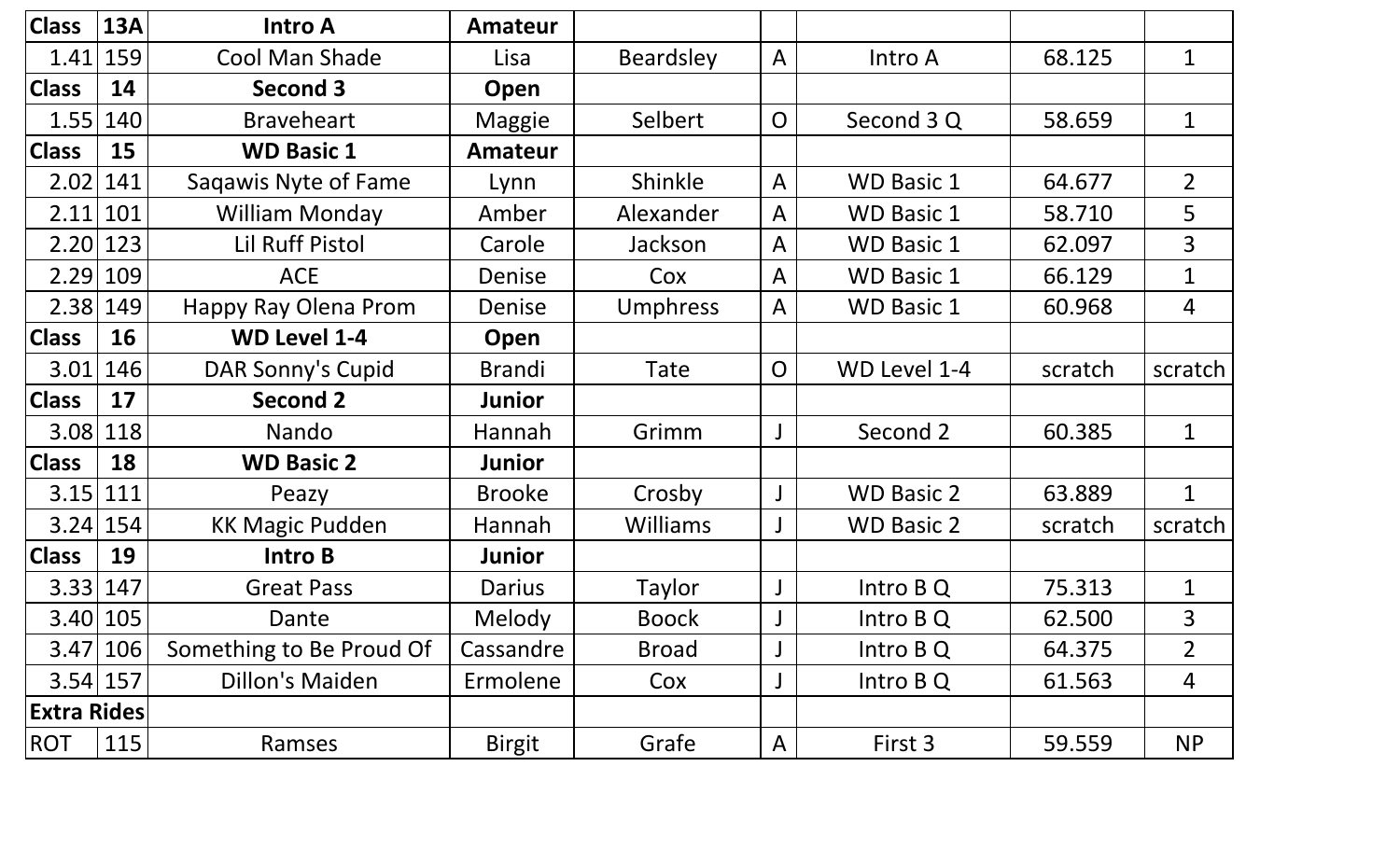| Class | 13A | Intro A | Amateur | | | | | |
|---|---|---|---|---|---|---|---|---|
| 1.41 | 159 | Cool Man Shade | Lisa | Beardsley | A | Intro A | 68.125 | 1 |
| **Class** | **14** | **Second 3** | **Open** | | | | | |
| 1.55 | 140 | Braveheart | Maggie | Selbert | O | Second 3 Q | 58.659 | 1 |
| **Class** | **15** | **WD Basic 1** | **Amateur** | | | | | |
| 2.02 | 141 | Saqawis Nyte of Fame | Lynn | Shinkle | A | WD Basic 1 | 64.677 | 2 |
| 2.11 | 101 | William Monday | Amber | Alexander | A | WD Basic 1 | 58.710 | 5 |
| 2.20 | 123 | Lil Ruff Pistol | Carole | Jackson | A | WD Basic 1 | 62.097 | 3 |
| 2.29 | 109 | ACE | Denise | Cox | A | WD Basic 1 | 66.129 | 1 |
| 2.38 | 149 | Happy Ray Olena Prom | Denise | Umphress | A | WD Basic 1 | 60.968 | 4 |
| **Class** | **16** | **WD Level 1-4** | **Open** | | | | | |
| 3.01 | 146 | DAR Sonny's Cupid | Brandi | Tate | O | WD Level 1-4 | scratch | scratch |
| **Class** | **17** | **Second 2** | **Junior** | | | | | |
| 3.08 | 118 | Nando | Hannah | Grimm | J | Second 2 | 60.385 | 1 |
| **Class** | **18** | **WD Basic 2** | **Junior** | | | | | |
| 3.15 | 111 | Peazy | Brooke | Crosby | J | WD Basic 2 | 63.889 | 1 |
| 3.24 | 154 | KK Magic Pudden | Hannah | Williams | J | WD Basic 2 | scratch | scratch |
| **Class** | **19** | **Intro B** | **Junior** | | | | | |
| 3.33 | 147 | Great Pass | Darius | Taylor | J | Intro B Q | 75.313 | 1 |
| 3.40 | 105 | Dante | Melody | Boock | J | Intro B Q | 62.500 | 3 |
| 3.47 | 106 | Something to Be Proud Of | Cassandre | Broad | J | Intro B Q | 64.375 | 2 |
| 3.54 | 157 | Dillon's Maiden | Ermolene | Cox | J | Intro B Q | 61.563 | 4 |
| **Extra Rides** | | | | | | | | |
| ROT | 115 | Ramses | Birgit | Grafe | A | First 3 | 59.559 | NP |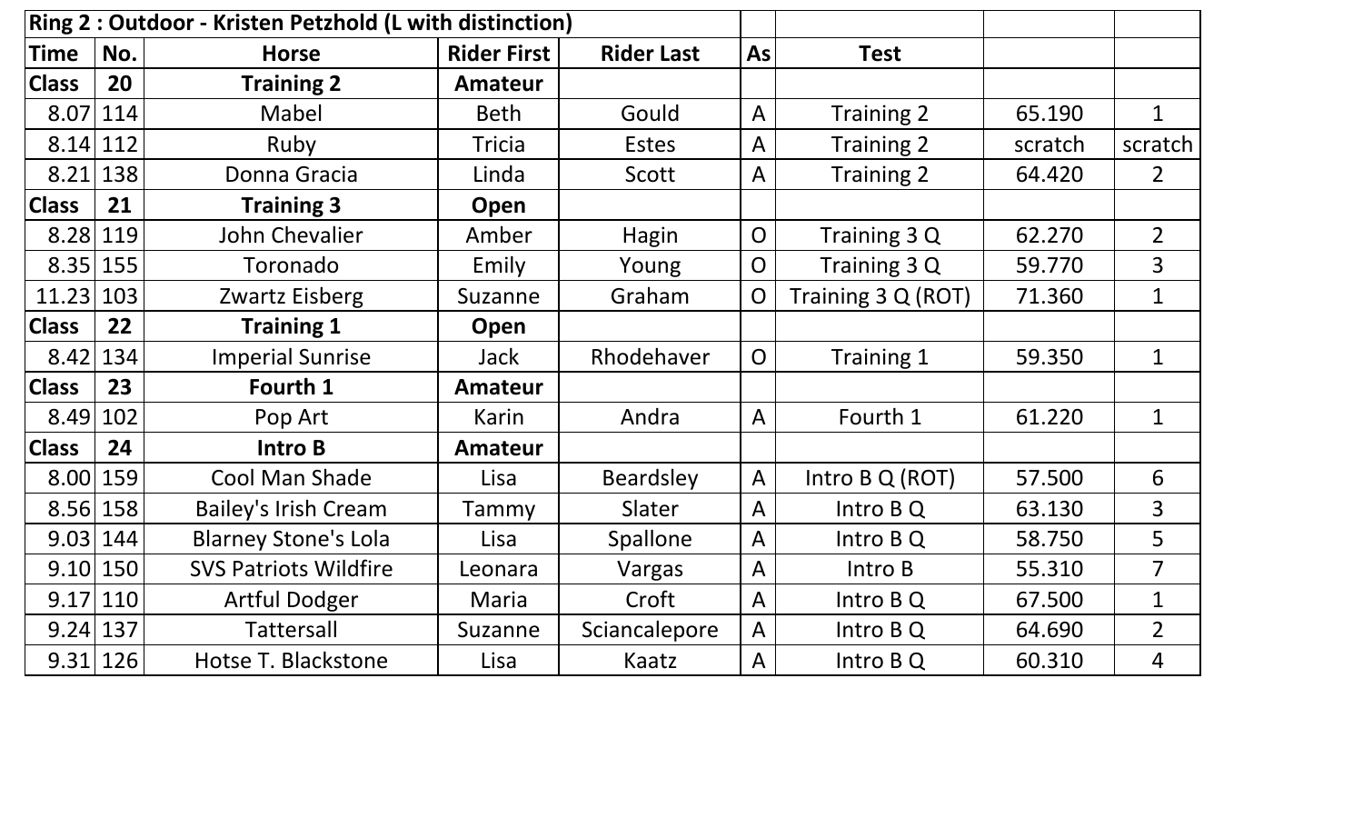| Ring 2 : Outdoor - Kristen Petzhold (L with distinction) | | | | | | | | |
|---|---|---|---|---|---|---|---|---|
| **Time** | **No.** | **Horse** | **Rider First** | **Rider Last** | **As** | **Test** | | |
| **Class** | **20** | **Training 2** | **Amateur** | | | | | |
| 8.07 | 114 | Mabel | Beth | Gould | A | Training 2 | 65.190 | 1 |
| 8.14 | 112 | Ruby | Tricia | Estes | A | Training 2 | scratch | scratch |
| 8.21 | 138 | Donna Gracia | Linda | Scott | A | Training 2 | 64.420 | 2 |
| **Class** | **21** | **Training 3** | **Open** | | | | | |
| 8.28 | 119 | John Chevalier | Amber | Hagin | O | Training 3 Q | 62.270 | 2 |
| 8.35 | 155 | Toronado | Emily | Young | O | Training 3 Q | 59.770 | 3 |
| 11.23 | 103 | Zwartz Eisberg | Suzanne | Graham | O | Training 3 Q (ROT) | 71.360 | 1 |
| **Class** | **22** | **Training 1** | **Open** | | | | | |
| 8.42 | 134 | Imperial Sunrise | Jack | Rhodehaver | O | Training 1 | 59.350 | 1 |
| **Class** | **23** | **Fourth 1** | **Amateur** | | | | | |
| 8.49 | 102 | Pop Art | Karin | Andra | A | Fourth 1 | 61.220 | 1 |
| **Class** | **24** | **Intro B** | **Amateur** | | | | | |
| 8.00 | 159 | Cool Man Shade | Lisa | Beardsley | A | Intro B Q (ROT) | 57.500 | 6 |
| 8.56 | 158 | Bailey's Irish Cream | Tammy | Slater | A | Intro B Q | 63.130 | 3 |
| 9.03 | 144 | Blarney Stone's Lola | Lisa | Spallone | A | Intro B Q | 58.750 | 5 |
| 9.10 | 150 | SVS Patriots Wildfire | Leonara | Vargas | A | Intro B | 55.310 | 7 |
| 9.17 | 110 | Artful Dodger | Maria | Croft | A | Intro B Q | 67.500 | 1 |
| 9.24 | 137 | Tattersall | Suzanne | Sciancalepore | A | Intro B Q | 64.690 | 2 |
| 9.31 | 126 | Hotse T. Blackstone | Lisa | Kaatz | A | Intro B Q | 60.310 | 4 |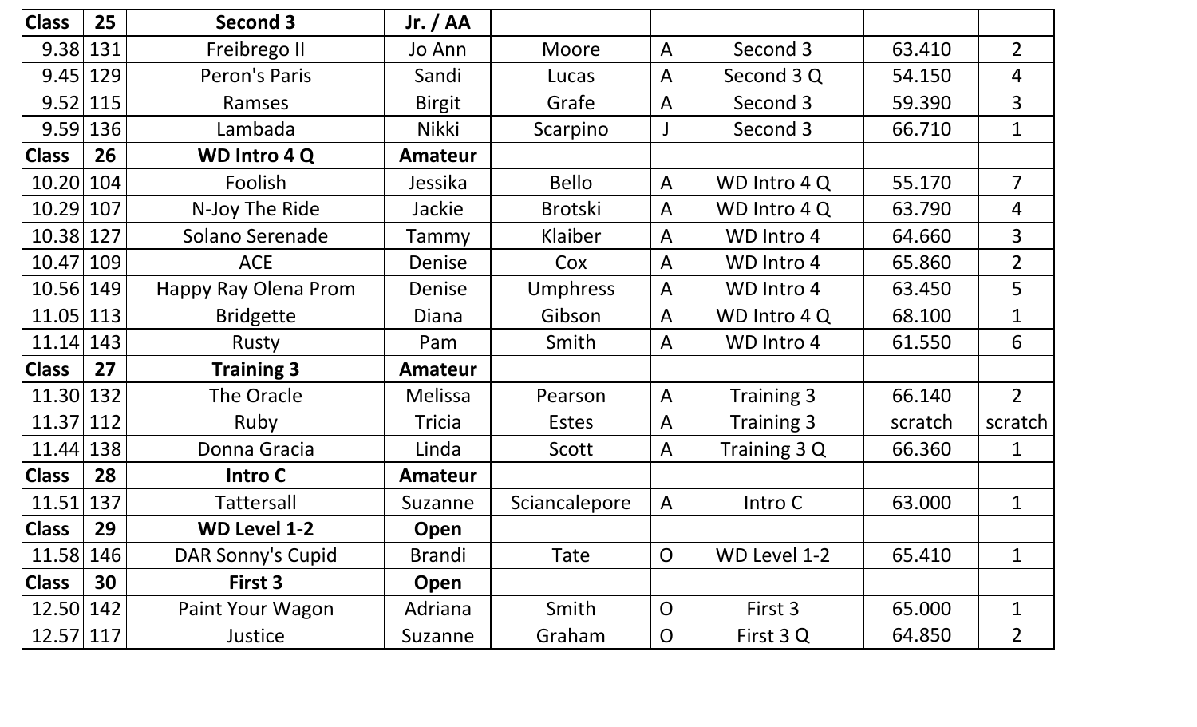| Class | 25 | Second 3 | Jr. / AA | | | | | |
|---|---|---|---|---|---|---|---|---|
| 9.38 | 131 | Freibrego II | Jo Ann | Moore | A | Second 3 | 63.410 | 2 |
| 9.45 | 129 | Peron's Paris | Sandi | Lucas | A | Second 3 Q | 54.150 | 4 |
| 9.52 | 115 | Ramses | Birgit | Grafe | A | Second 3 | 59.390 | 3 |
| 9.59 | 136 | Lambada | Nikki | Scarpino | J | Second 3 | 66.710 | 1 |
| **Class** | **26** | **WD Intro 4 Q** | **Amateur** | | | | | |
| 10.20 | 104 | Foolish | Jessika | Bello | A | WD Intro 4 Q | 55.170 | 7 |
| 10.29 | 107 | N-Joy The Ride | Jackie | Brotski | A | WD Intro 4 Q | 63.790 | 4 |
| 10.38 | 127 | Solano Serenade | Tammy | Klaiber | A | WD Intro 4 | 64.660 | 3 |
| 10.47 | 109 | ACE | Denise | Cox | A | WD Intro 4 | 65.860 | 2 |
| 10.56 | 149 | Happy Ray Olena Prom | Denise | Umphress | A | WD Intro 4 | 63.450 | 5 |
| 11.05 | 113 | Bridgette | Diana | Gibson | A | WD Intro 4 Q | 68.100 | 1 |
| 11.14 | 143 | Rusty | Pam | Smith | A | WD Intro 4 | 61.550 | 6 |
| **Class** | **27** | **Training 3** | **Amateur** | | | | | |
| 11.30 | 132 | The Oracle | Melissa | Pearson | A | Training 3 | 66.140 | 2 |
| 11.37 | 112 | Ruby | Tricia | Estes | A | Training 3 | scratch | scratch |
| 11.44 | 138 | Donna Gracia | Linda | Scott | A | Training 3 Q | 66.360 | 1 |
| **Class** | **28** | **Intro C** | **Amateur** | | | | | |
| 11.51 | 137 | Tattersall | Suzanne | Sciancalepore | A | Intro C | 63.000 | 1 |
| **Class** | **29** | **WD Level 1-2** | **Open** | | | | | |
| 11.58 | 146 | DAR Sonny's Cupid | Brandi | Tate | O | WD Level 1-2 | 65.410 | 1 |
| **Class** | **30** | **First 3** | **Open** | | | | | |
| 12.50 | 142 | Paint Your Wagon | Adriana | Smith | O | First 3 | 65.000 | 1 |
| 12.57 | 117 | Justice | Suzanne | Graham | O | First 3 Q | 64.850 | 2 |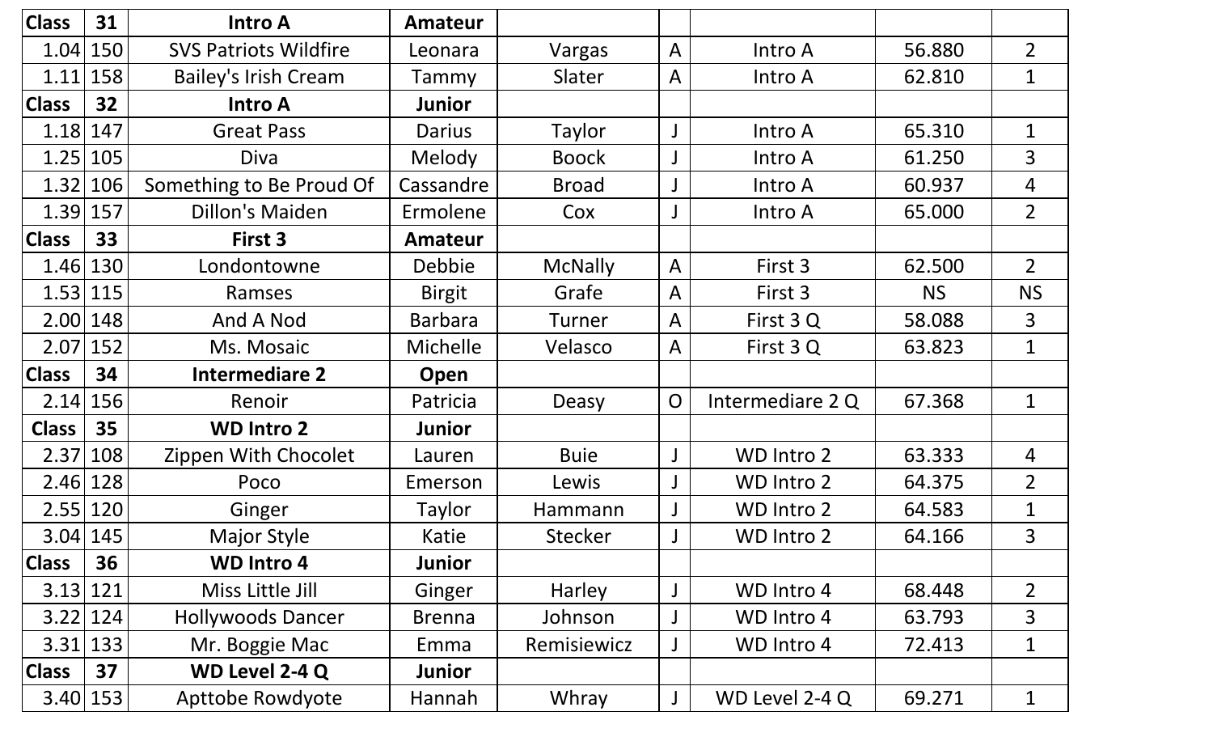| Class | 31 | Intro A | Amateur | | | | | |
|---|---|---|---|---|---|---|---|---|
| 1.04 | 150 | SVS Patriots Wildfire | Leonara | Vargas | A | Intro A | 56.880 | 2 |
| 1.11 | 158 | Bailey's Irish Cream | Tammy | Slater | A | Intro A | 62.810 | 1 |
| **Class** | **32** | **Intro A** | **Junior** | | | | | |
| 1.18 | 147 | Great Pass | Darius | Taylor | J | Intro A | 65.310 | 1 |
| 1.25 | 105 | Diva | Melody | Boock | J | Intro A | 61.250 | 3 |
| 1.32 | 106 | Something to Be Proud Of | Cassandre | Broad | J | Intro A | 60.937 | 4 |
| 1.39 | 157 | Dillon's Maiden | Ermolene | Cox | J | Intro A | 65.000 | 2 |
| **Class** | **33** | **First 3** | **Amateur** | | | | | |
| 1.46 | 130 | Londontowne | Debbie | McNally | A | First 3 | 62.500 | 2 |
| 1.53 | 115 | Ramses | Birgit | Grafe | A | First 3 | NS | NS |
| 2.00 | 148 | And A Nod | Barbara | Turner | A | First 3 Q | 58.088 | 3 |
| 2.07 | 152 | Ms. Mosaic | Michelle | Velasco | A | First 3 Q | 63.823 | 1 |
| **Class** | **34** | **Intermediare 2** | **Open** | | | | | |
| 2.14 | 156 | Renoir | Patricia | Deasy | O | Intermediare 2 Q | 67.368 | 1 |
| **Class** | **35** | **WD Intro 2** | **Junior** | | | | | |
| 2.37 | 108 | Zippen With Chocolet | Lauren | Buie | J | WD Intro 2 | 63.333 | 4 |
| 2.46 | 128 | Poco | Emerson | Lewis | J | WD Intro 2 | 64.375 | 2 |
| 2.55 | 120 | Ginger | Taylor | Hammann | J | WD Intro 2 | 64.583 | 1 |
| 3.04 | 145 | Major Style | Katie | Stecker | J | WD Intro 2 | 64.166 | 3 |
| **Class** | **36** | **WD Intro 4** | **Junior** | | | | | |
| 3.13 | 121 | Miss Little Jill | Ginger | Harley | J | WD Intro 4 | 68.448 | 2 |
| 3.22 | 124 | Hollywoods Dancer | Brenna | Johnson | J | WD Intro 4 | 63.793 | 3 |
| 3.31 | 133 | Mr. Boggie Mac | Emma | Remisiewicz | J | WD Intro 4 | 72.413 | 1 |
| **Class** | **37** | **WD Level 2-4 Q** | **Junior** | | | | | |
| 3.40 | 153 | Apttobe Rowdyote | Hannah | Whray | J | WD Level 2-4 Q | 69.271 | 1 |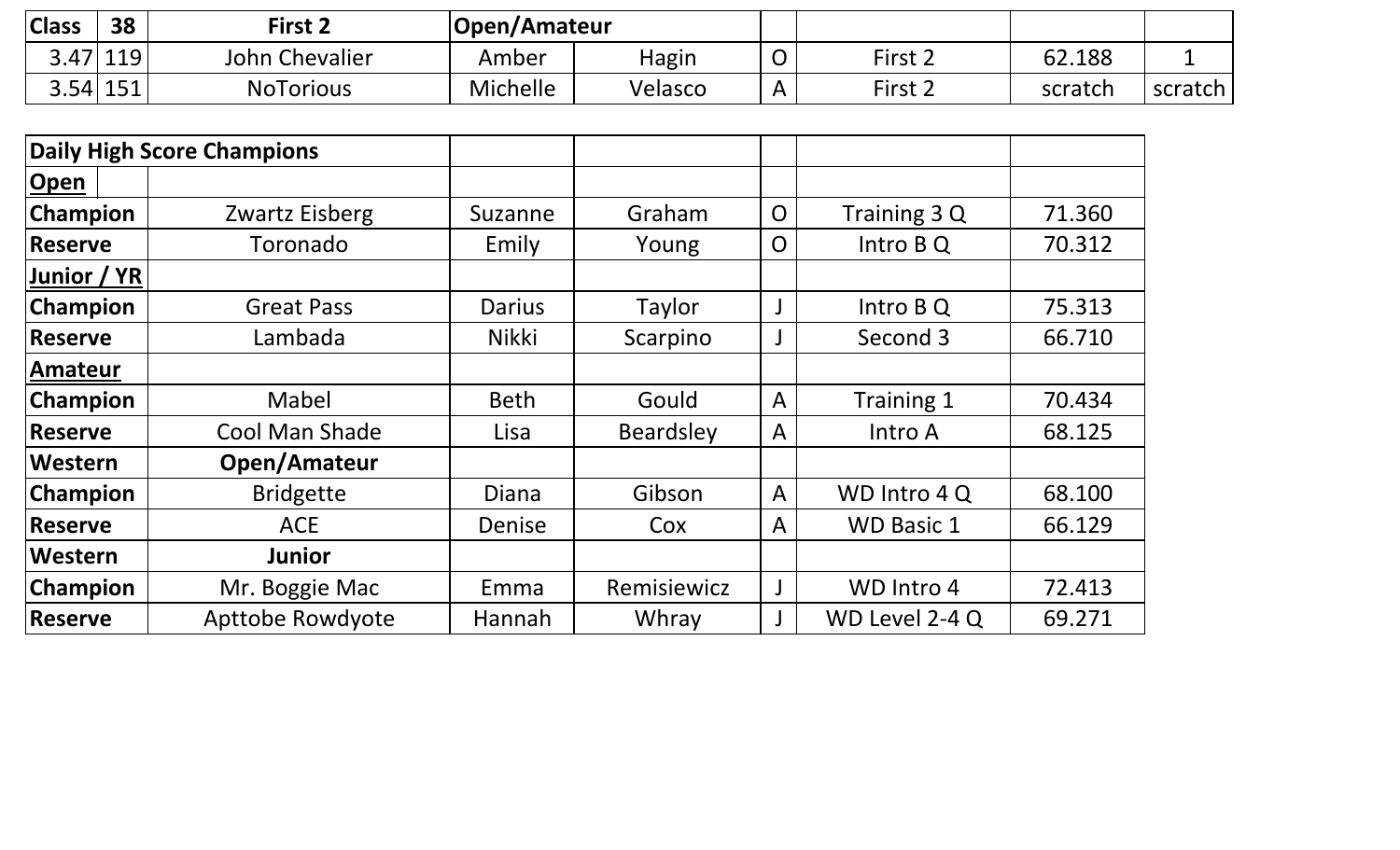| Class | 38 | First 2 | Open/Amateur | | | | | |
|---|---|---|---|---|---|---|---|---|
| 3.47 | 119 | John Chevalier | Amber | Hagin | O | First 2 | 62.188 | 1 |
| 3.54 | 151 | NoTorious | Michelle | Velasco | A | First 2 | scratch | scratch |

| Daily High Score Champions | | | | | | |
|---|---|---|---|---|---|---|
| **Open** | | | | | | |
| **Champion** | Zwartz Eisberg | Suzanne | Graham | O | Training 3 Q | 71.360 |
| **Reserve** | Toronado | Emily | Young | O | Intro B Q | 70.312 |
| **Junior / YR** | | | | | | |
| **Champion** | Great Pass | Darius | Taylor | J | Intro B Q | 75.313 |
| **Reserve** | Lambada | Nikki | Scarpino | J | Second 3 | 66.710 |
| **Amateur** | | | | | | |
| **Champion** | Mabel | Beth | Gould | A | Training 1 | 70.434 |
| **Reserve** | Cool Man Shade | Lisa | Beardsley | A | Intro A | 68.125 |
| **Western** | **Open/Amateur** | | | | | |
| **Champion** | Bridgette | Diana | Gibson | A | WD Intro 4 Q | 68.100 |
| **Reserve** | ACE | Denise | Cox | A | WD Basic 1 | 66.129 |
| **Western** | **Junior** | | | | | |
| **Champion** | Mr. Boggie Mac | Emma | Remisiewicz | J | WD Intro 4 | 72.413 |
| **Reserve** | Apttobe Rowdyote | Hannah | Whray | J | WD Level 2-4 Q | 69.271 |